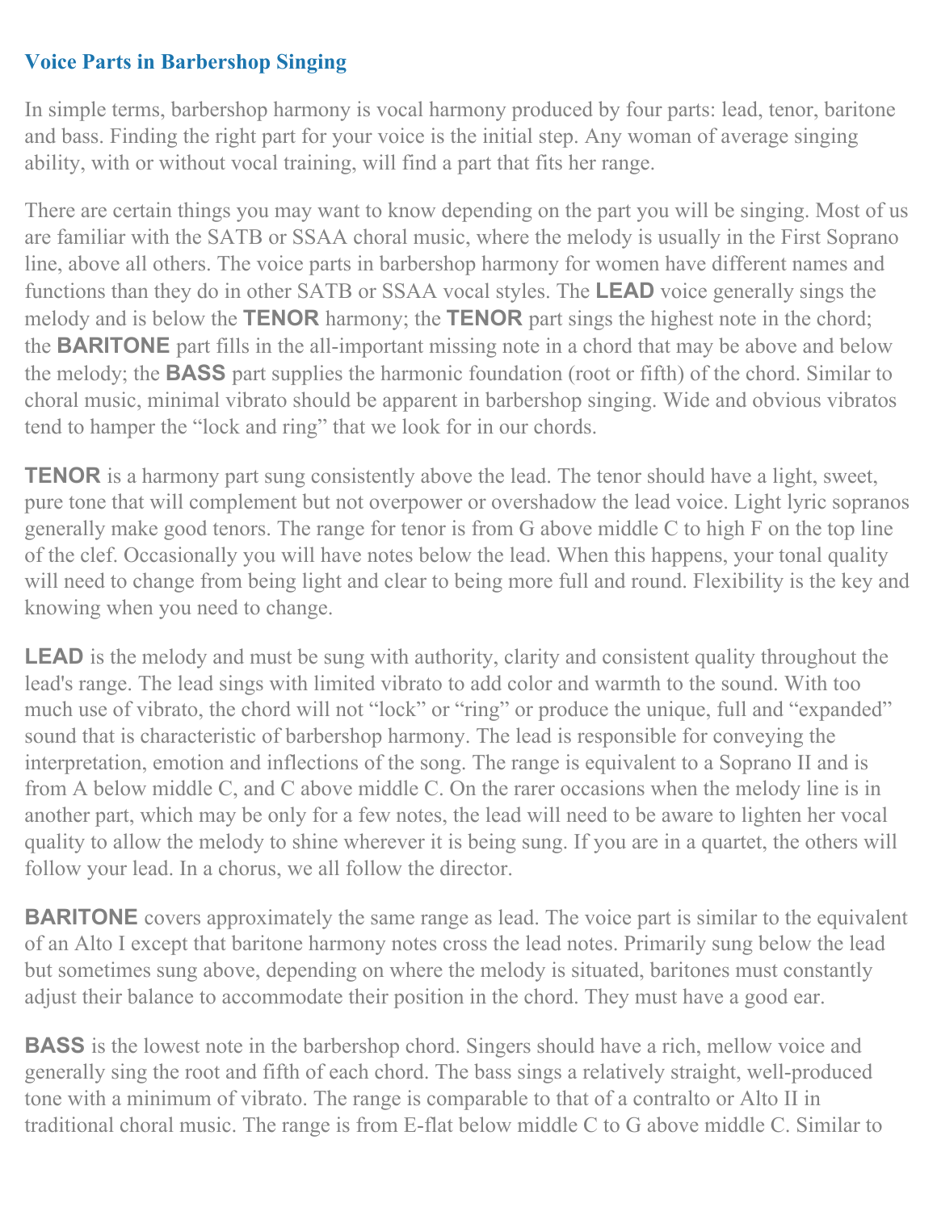## Voice Parts in Barbershop Singing

In simple terms, barbershop harmony is vocal harmony produced by four parts: lead, tenor, baritone and bass. Finding the right part for your voice is the initial step. Any woman of average singing ability, with or without vocal training, will find a part that fits her range.

There are certain things you may want to know depending on the part you will be singing. Most of us are familiar with the SATB or SSAA choral music, where the melody is usually in the First Soprano line, above all others. The voice parts in barbershop harmony for women have different names and functions than they do in other SATB or SSAA vocal styles. The **LEAD** voice generally sings the melody and is below the **TENOR** harmony; the **TENOR** part sings the highest note in the chord; the **BARITONE** part fills in the all-important missing note in a chord that may be above and below the melody; the **BASS** part supplies the harmonic foundation (root or fifth) of the chord. Similar to choral music, minimal vibrato should be apparent in barbershop singing. Wide and obvious vibratos tend to hamper the "lock and ring" that we look for in our chords.

**TENOR** is a harmony part sung consistently above the lead. The tenor should have a light, sweet, pure tone that will complement but not overpower or overshadow the lead voice. Light lyric sopranos generally make good tenors. The range for tenor is from G above middle C to high F on the top line of the clef. Occasionally you will have notes below the lead. When this happens, your tonal quality will need to change from being light and clear to being more full and round. Flexibility is the key and knowing when you need to change.

**LEAD** is the melody and must be sung with authority, clarity and consistent quality throughout the lead's range. The lead sings with limited vibrato to add color and warmth to the sound. With too much use of vibrato, the chord will not "lock" or "ring" or produce the unique, full and "expanded" sound that is characteristic of barbershop harmony. The lead is responsible for conveying the interpretation, emotion and inflections of the song. The range is equivalent to a Soprano II and is from A below middle C, and C above middle C. On the rarer occasions when the melody line is in another part, which may be only for a few notes, the lead will need to be aware to lighten her vocal quality to allow the melody to shine wherever it is being sung. If you are in a quartet, the others will follow your lead. In a chorus, we all follow the director.

**BARITONE** covers approximately the same range as lead. The voice part is similar to the equivalent of an Alto I except that baritone harmony notes cross the lead notes. Primarily sung below the lead but sometimes sung above, depending on where the melody is situated, baritones must constantly adjust their balance to accommodate their position in the chord. They must have a good ear.

**BASS** is the lowest note in the barbershop chord. Singers should have a rich, mellow voice and generally sing the root and fifth of each chord. The bass sings a relatively straight, well-produced tone with a minimum of vibrato. The range is comparable to that of a contralto or Alto II in traditional choral music. The range is from E-flat below middle C to G above middle C. Similar to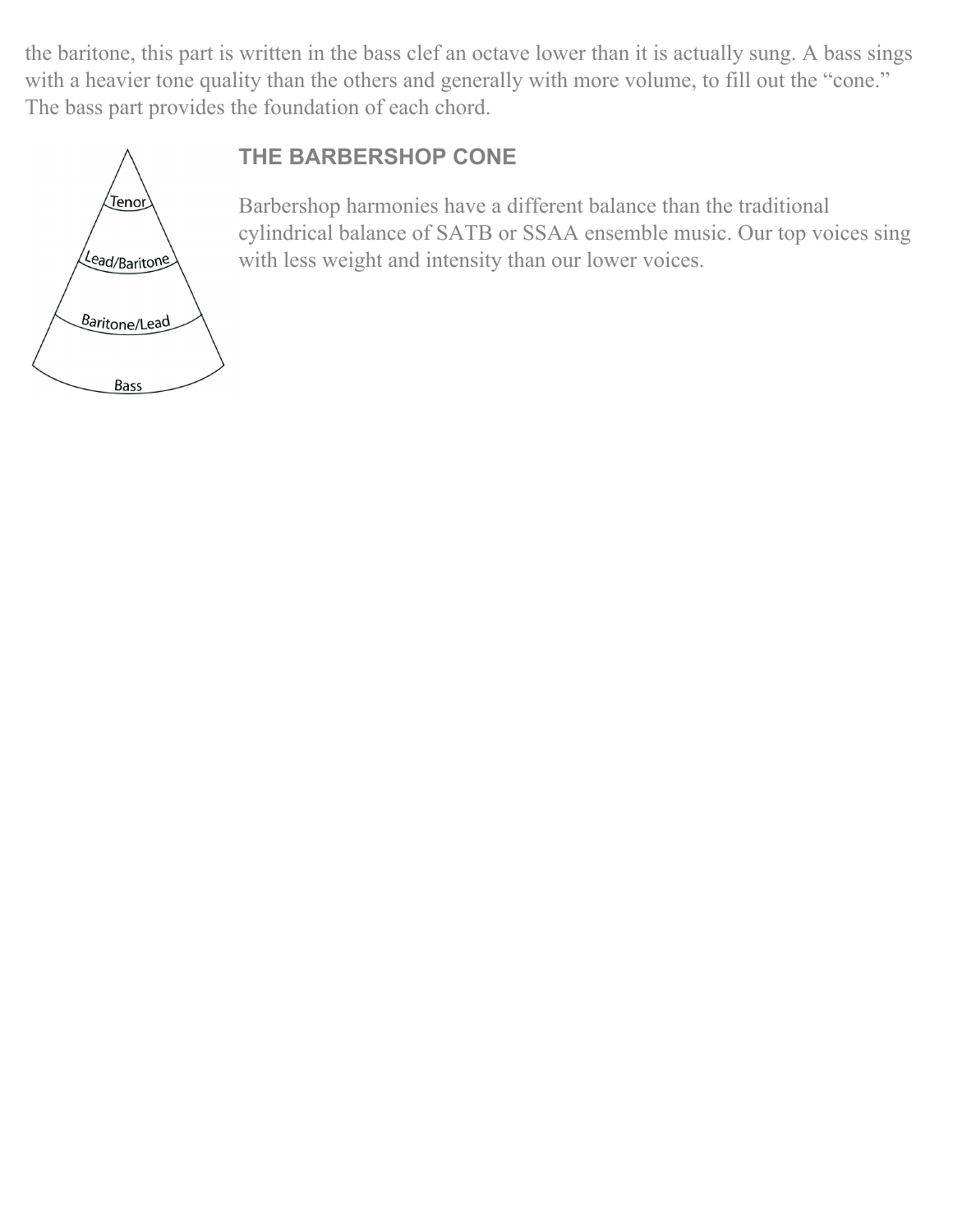the baritone, this part is written in the bass clef an octave lower than it is actually sung. A bass sings with a heavier tone quality than the others and generally with more volume, to fill out the "cone." The bass part provides the foundation of each chord.

Tenor
Lead/Baritone
Baritone/Lead
Bass

### THE BARBERSHOP CONE

Barbershop harmonies have a different balance than the traditional cylindrical balance of SATB or SSAA ensemble music. Our top voices sing with less weight and intensity than our lower voices.